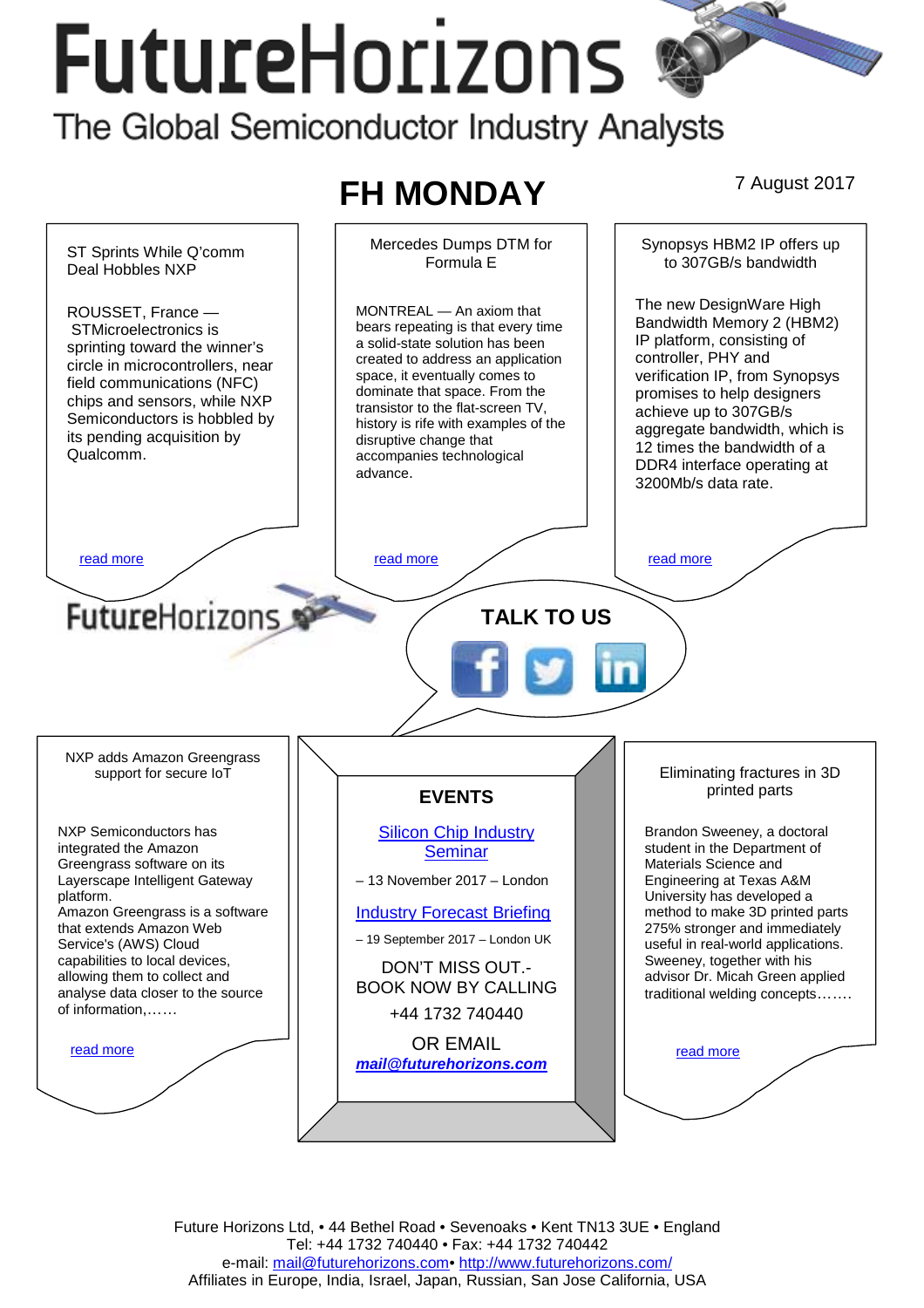# FutureHorizons

The Global Semiconductor Industry Analysts

## FH MONDAY

7 August 2017

### ST Sprints While Q'comm Deal Hobbles NXP

ROUSSET, France — STMicroelectronics is sprinting toward the winner's circle in microcontrollers, near field communications (NFC) chips and sensors, while NXP Semiconductors is hobbled by its pending acquisition by Qualcomm.

read more

### Mercedes Dumps DTM for Formula E

MONTREAL — An axiom that bears repeating is that every time a solid-state solution has been created to address an application space, it eventually comes to dominate that space. From the transistor to the flat-screen TV, history is rife with examples of the disruptive change that accompanies technological advance.

read more

### Synopsys HBM2 IP offers up to 307GB/s bandwidth

The new DesignWare High Bandwidth Memory 2 (HBM2) IP platform, consisting of controller, PHY and verification IP, from Synopsys promises to help designers achieve up to 307GB/s aggregate bandwidth, which is 12 times the bandwidth of a DDR4 interface operating at 3200Mb/s data rate.

read more

FutureHorizons

**TALK TO US**

### NXP adds Amazon Greengrass support for secure IoT

NXP Semiconductors has integrated the Amazon Greengrass software on its Layerscape Intelligent Gateway platform.
Amazon Greengrass is a software that extends Amazon Web Service's (AWS) Cloud capabilities to local devices, allowing them to collect and analyse data closer to the source of information,…….

read more

### EVENTS

Silicon Chip Industry Seminar

– 13 November 2017 – London

Industry Forecast Briefing

– 19 September 2017 – London UK

DON'T MISS OUT.- BOOK NOW BY CALLING

+44 1732 740440

OR EMAIL

***mail@futurehorizons.com***

### Eliminating fractures in 3D printed parts

Brandon Sweeney, a doctoral student in the Department of Materials Science and Engineering at Texas A&M University has developed a method to make 3D printed parts 275% stronger and immediately useful in real-world applications. Sweeney, together with his advisor Dr. Micah Green applied traditional welding concepts…….

read more

Future Horizons Ltd, • 44 Bethel Road • Sevenoaks • Kent TN13 3UE • England
Tel: +44 1732 740440 • Fax: +44 1732 740442
e-mail: mail@futurehorizons.com• http://www.futurehorizons.com/
Affiliates in Europe, India, Israel, Japan, Russian, San Jose California, USA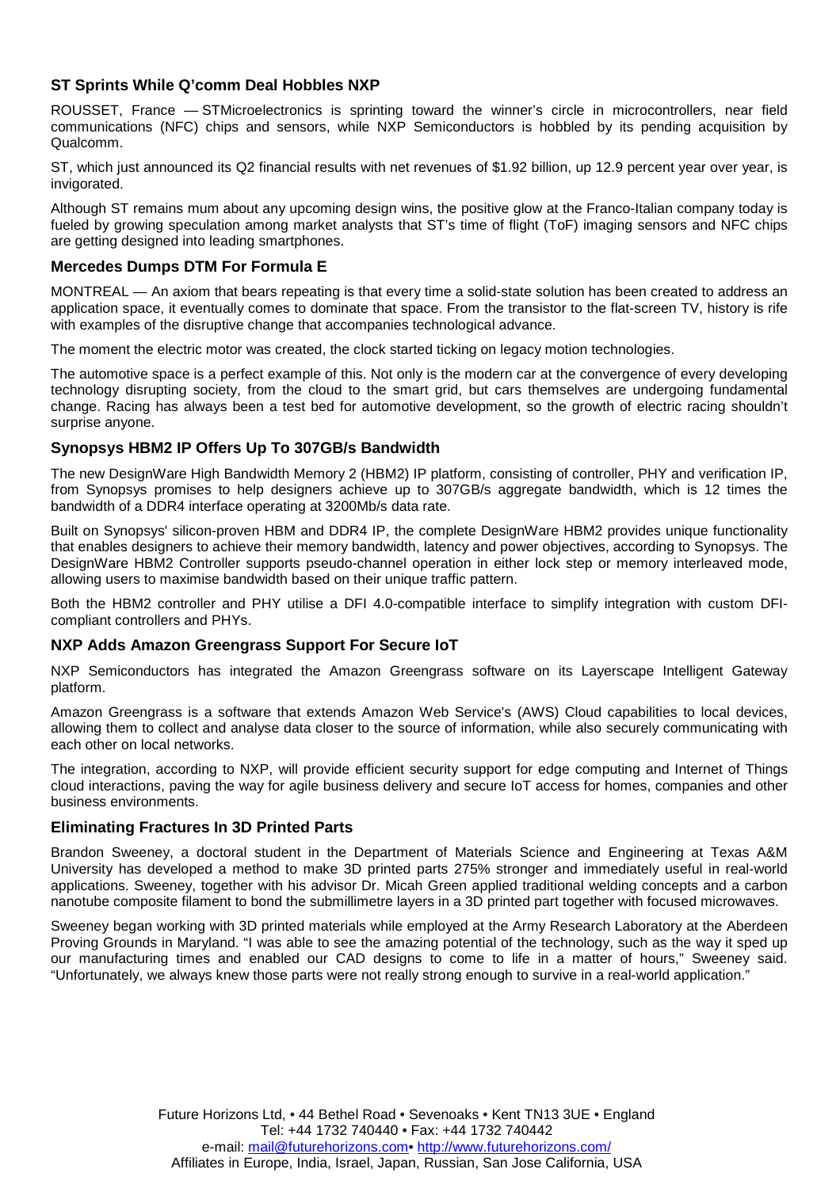## ST Sprints While Q'comm Deal Hobbles NXP

ROUSSET, France — STMicroelectronics is sprinting toward the winner's circle in microcontrollers, near field communications (NFC) chips and sensors, while NXP Semiconductors is hobbled by its pending acquisition by Qualcomm.

ST, which just announced its Q2 financial results with net revenues of $1.92 billion, up 12.9 percent year over year, is invigorated.

Although ST remains mum about any upcoming design wins, the positive glow at the Franco-Italian company today is fueled by growing speculation among market analysts that ST's time of flight (ToF) imaging sensors and NFC chips are getting designed into leading smartphones.

## Mercedes Dumps DTM For Formula E

MONTREAL — An axiom that bears repeating is that every time a solid-state solution has been created to address an application space, it eventually comes to dominate that space. From the transistor to the flat-screen TV, history is rife with examples of the disruptive change that accompanies technological advance.

The moment the electric motor was created, the clock started ticking on legacy motion technologies.

The automotive space is a perfect example of this. Not only is the modern car at the convergence of every developing technology disrupting society, from the cloud to the smart grid, but cars themselves are undergoing fundamental change. Racing has always been a test bed for automotive development, so the growth of electric racing shouldn't surprise anyone.

## Synopsys HBM2 IP Offers Up To 307GB/s Bandwidth

The new DesignWare High Bandwidth Memory 2 (HBM2) IP platform, consisting of controller, PHY and verification IP, from Synopsys promises to help designers achieve up to 307GB/s aggregate bandwidth, which is 12 times the bandwidth of a DDR4 interface operating at 3200Mb/s data rate.

Built on Synopsys' silicon-proven HBM and DDR4 IP, the complete DesignWare HBM2 provides unique functionality that enables designers to achieve their memory bandwidth, latency and power objectives, according to Synopsys. The DesignWare HBM2 Controller supports pseudo-channel operation in either lock step or memory interleaved mode, allowing users to maximise bandwidth based on their unique traffic pattern.

Both the HBM2 controller and PHY utilise a DFI 4.0-compatible interface to simplify integration with custom DFI-compliant controllers and PHYs.

## NXP Adds Amazon Greengrass Support For Secure IoT

NXP Semiconductors has integrated the Amazon Greengrass software on its Layerscape Intelligent Gateway platform.

Amazon Greengrass is a software that extends Amazon Web Service's (AWS) Cloud capabilities to local devices, allowing them to collect and analyse data closer to the source of information, while also securely communicating with each other on local networks.

The integration, according to NXP, will provide efficient security support for edge computing and Internet of Things cloud interactions, paving the way for agile business delivery and secure IoT access for homes, companies and other business environments.

## Eliminating Fractures In 3D Printed Parts

Brandon Sweeney, a doctoral student in the Department of Materials Science and Engineering at Texas A&M University has developed a method to make 3D printed parts 275% stronger and immediately useful in real-world applications. Sweeney, together with his advisor Dr. Micah Green applied traditional welding concepts and a carbon nanotube composite filament to bond the submillimetre layers in a 3D printed part together with focused microwaves.

Sweeney began working with 3D printed materials while employed at the Army Research Laboratory at the Aberdeen Proving Grounds in Maryland. "I was able to see the amazing potential of the technology, such as the way it sped up our manufacturing times and enabled our CAD designs to come to life in a matter of hours," Sweeney said. "Unfortunately, we always knew those parts were not really strong enough to survive in a real-world application."

Future Horizons Ltd, • 44 Bethel Road • Sevenoaks • Kent TN13 3UE • England
Tel: +44 1732 740440 • Fax: +44 1732 740442
e-mail: mail@futurehorizons.com• http://www.futurehorizons.com/
Affiliates in Europe, India, Israel, Japan, Russian, San Jose California, USA